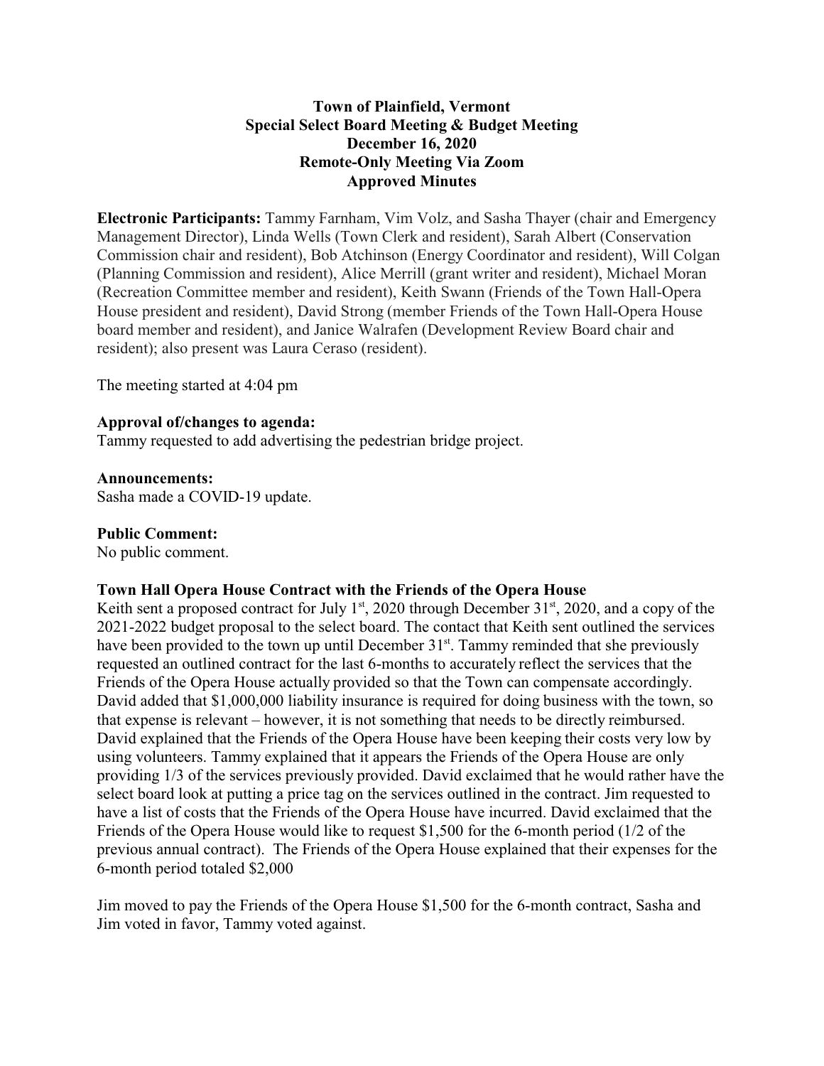**Town of Plainfield, Vermont**
**Special Select Board Meeting & Budget Meeting**
**December 16, 2020**
**Remote-Only Meeting Via Zoom**
**Approved Minutes**

**Electronic Participants:** Tammy Farnham, Vim Volz, and Sasha Thayer (chair and Emergency Management Director), Linda Wells (Town Clerk and resident), Sarah Albert (Conservation Commission chair and resident), Bob Atchinson (Energy Coordinator and resident), Will Colgan (Planning Commission and resident), Alice Merrill (grant writer and resident), Michael Moran (Recreation Committee member and resident), Keith Swann (Friends of the Town Hall-Opera House president and resident), David Strong (member Friends of the Town Hall-Opera House board member and resident), and Janice Walrafen (Development Review Board chair and resident); also present was Laura Ceraso (resident).

The meeting started at 4:04 pm

**Approval of/changes to agenda:**
Tammy requested to add advertising the pedestrian bridge project.

**Announcements:**
Sasha made a COVID-19 update.

**Public Comment:**
No public comment.

**Town Hall Opera House Contract with the Friends of the Opera House**
Keith sent a proposed contract for July 1st, 2020 through December 31st, 2020, and a copy of the 2021-2022 budget proposal to the select board. The contact that Keith sent outlined the services have been provided to the town up until December 31st. Tammy reminded that she previously requested an outlined contract for the last 6-months to accurately reflect the services that the Friends of the Opera House actually provided so that the Town can compensate accordingly. David added that $1,000,000 liability insurance is required for doing business with the town, so that expense is relevant – however, it is not something that needs to be directly reimbursed. David explained that the Friends of the Opera House have been keeping their costs very low by using volunteers. Tammy explained that it appears the Friends of the Opera House are only providing 1/3 of the services previously provided. David exclaimed that he would rather have the select board look at putting a price tag on the services outlined in the contract. Jim requested to have a list of costs that the Friends of the Opera House have incurred. David exclaimed that the Friends of the Opera House would like to request $1,500 for the 6-month period (1/2 of the previous annual contract). The Friends of the Opera House explained that their expenses for the 6-month period totaled $2,000

Jim moved to pay the Friends of the Opera House $1,500 for the 6-month contract, Sasha and Jim voted in favor, Tammy voted against.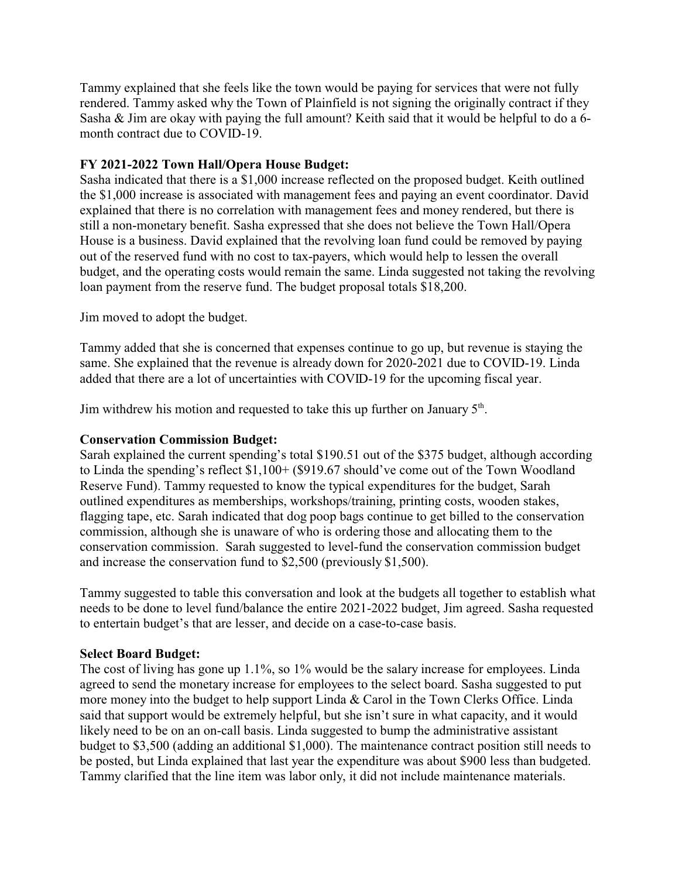Tammy explained that she feels like the town would be paying for services that were not fully rendered. Tammy asked why the Town of Plainfield is not signing the originally contract if they Sasha & Jim are okay with paying the full amount? Keith said that it would be helpful to do a 6-month contract due to COVID-19.

**FY 2021-2022 Town Hall/Opera House Budget:**
Sasha indicated that there is a $1,000 increase reflected on the proposed budget. Keith outlined the $1,000 increase is associated with management fees and paying an event coordinator. David explained that there is no correlation with management fees and money rendered, but there is still a non-monetary benefit. Sasha expressed that she does not believe the Town Hall/Opera House is a business. David explained that the revolving loan fund could be removed by paying out of the reserved fund with no cost to tax-payers, which would help to lessen the overall budget, and the operating costs would remain the same. Linda suggested not taking the revolving loan payment from the reserve fund. The budget proposal totals $18,200.

Jim moved to adopt the budget.

Tammy added that she is concerned that expenses continue to go up, but revenue is staying the same. She explained that the revenue is already down for 2020-2021 due to COVID-19. Linda added that there are a lot of uncertainties with COVID-19 for the upcoming fiscal year.

Jim withdrew his motion and requested to take this up further on January 5th.

**Conservation Commission Budget:**
Sarah explained the current spending's total $190.51 out of the $375 budget, although according to Linda the spending's reflect $1,100+ ($919.67 should've come out of the Town Woodland Reserve Fund). Tammy requested to know the typical expenditures for the budget, Sarah outlined expenditures as memberships, workshops/training, printing costs, wooden stakes, flagging tape, etc. Sarah indicated that dog poop bags continue to get billed to the conservation commission, although she is unaware of who is ordering those and allocating them to the conservation commission. Sarah suggested to level-fund the conservation commission budget and increase the conservation fund to $2,500 (previously $1,500).

Tammy suggested to table this conversation and look at the budgets all together to establish what needs to be done to level fund/balance the entire 2021-2022 budget, Jim agreed. Sasha requested to entertain budget's that are lesser, and decide on a case-to-case basis.

**Select Board Budget:**
The cost of living has gone up 1.1%, so 1% would be the salary increase for employees. Linda agreed to send the monetary increase for employees to the select board. Sasha suggested to put more money into the budget to help support Linda & Carol in the Town Clerks Office. Linda said that support would be extremely helpful, but she isn't sure in what capacity, and it would likely need to be on an on-call basis. Linda suggested to bump the administrative assistant budget to $3,500 (adding an additional $1,000). The maintenance contract position still needs to be posted, but Linda explained that last year the expenditure was about $900 less than budgeted. Tammy clarified that the line item was labor only, it did not include maintenance materials.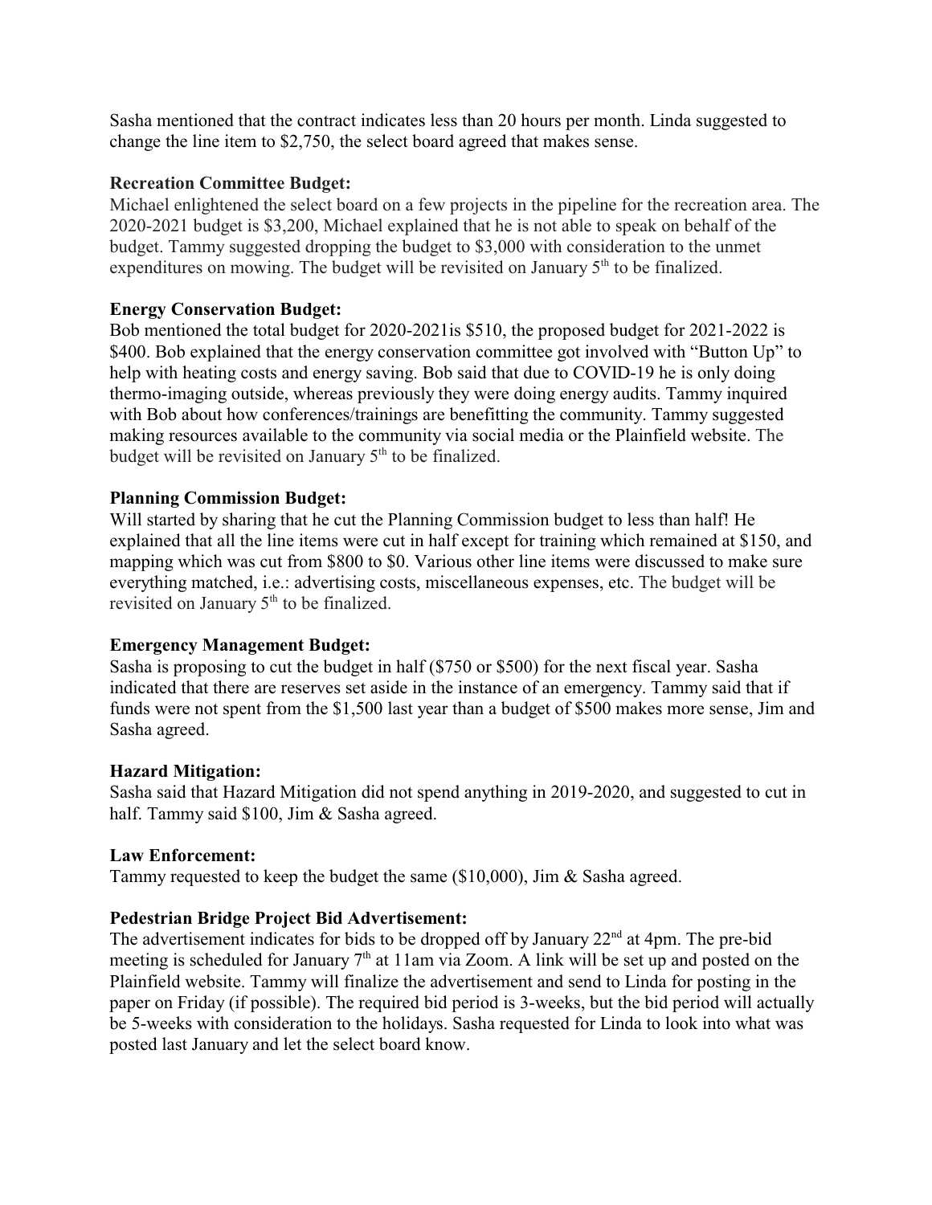Sasha mentioned that the contract indicates less than 20 hours per month. Linda suggested to change the line item to $2,750, the select board agreed that makes sense.

**Recreation Committee Budget:**
Michael enlightened the select board on a few projects in the pipeline for the recreation area. The 2020-2021 budget is $3,200, Michael explained that he is not able to speak on behalf of the budget. Tammy suggested dropping the budget to $3,000 with consideration to the unmet expenditures on mowing. The budget will be revisited on January 5th to be finalized.

**Energy Conservation Budget:**
Bob mentioned the total budget for 2020-2021is $510, the proposed budget for 2021-2022 is $400. Bob explained that the energy conservation committee got involved with "Button Up" to help with heating costs and energy saving. Bob said that due to COVID-19 he is only doing thermo-imaging outside, whereas previously they were doing energy audits. Tammy inquired with Bob about how conferences/trainings are benefitting the community. Tammy suggested making resources available to the community via social media or the Plainfield website. The budget will be revisited on January 5th to be finalized.

**Planning Commission Budget:**
Will started by sharing that he cut the Planning Commission budget to less than half! He explained that all the line items were cut in half except for training which remained at $150, and mapping which was cut from $800 to $0. Various other line items were discussed to make sure everything matched, i.e.: advertising costs, miscellaneous expenses, etc. The budget will be revisited on January 5th to be finalized.

**Emergency Management Budget:**
Sasha is proposing to cut the budget in half ($750 or $500) for the next fiscal year. Sasha indicated that there are reserves set aside in the instance of an emergency. Tammy said that if funds were not spent from the $1,500 last year than a budget of $500 makes more sense, Jim and Sasha agreed.

**Hazard Mitigation:**
Sasha said that Hazard Mitigation did not spend anything in 2019-2020, and suggested to cut in half. Tammy said $100, Jim & Sasha agreed.

**Law Enforcement:**
Tammy requested to keep the budget the same ($10,000), Jim & Sasha agreed.

**Pedestrian Bridge Project Bid Advertisement:**
The advertisement indicates for bids to be dropped off by January 22nd at 4pm. The pre-bid meeting is scheduled for January 7th at 11am via Zoom. A link will be set up and posted on the Plainfield website. Tammy will finalize the advertisement and send to Linda for posting in the paper on Friday (if possible). The required bid period is 3-weeks, but the bid period will actually be 5-weeks with consideration to the holidays. Sasha requested for Linda to look into what was posted last January and let the select board know.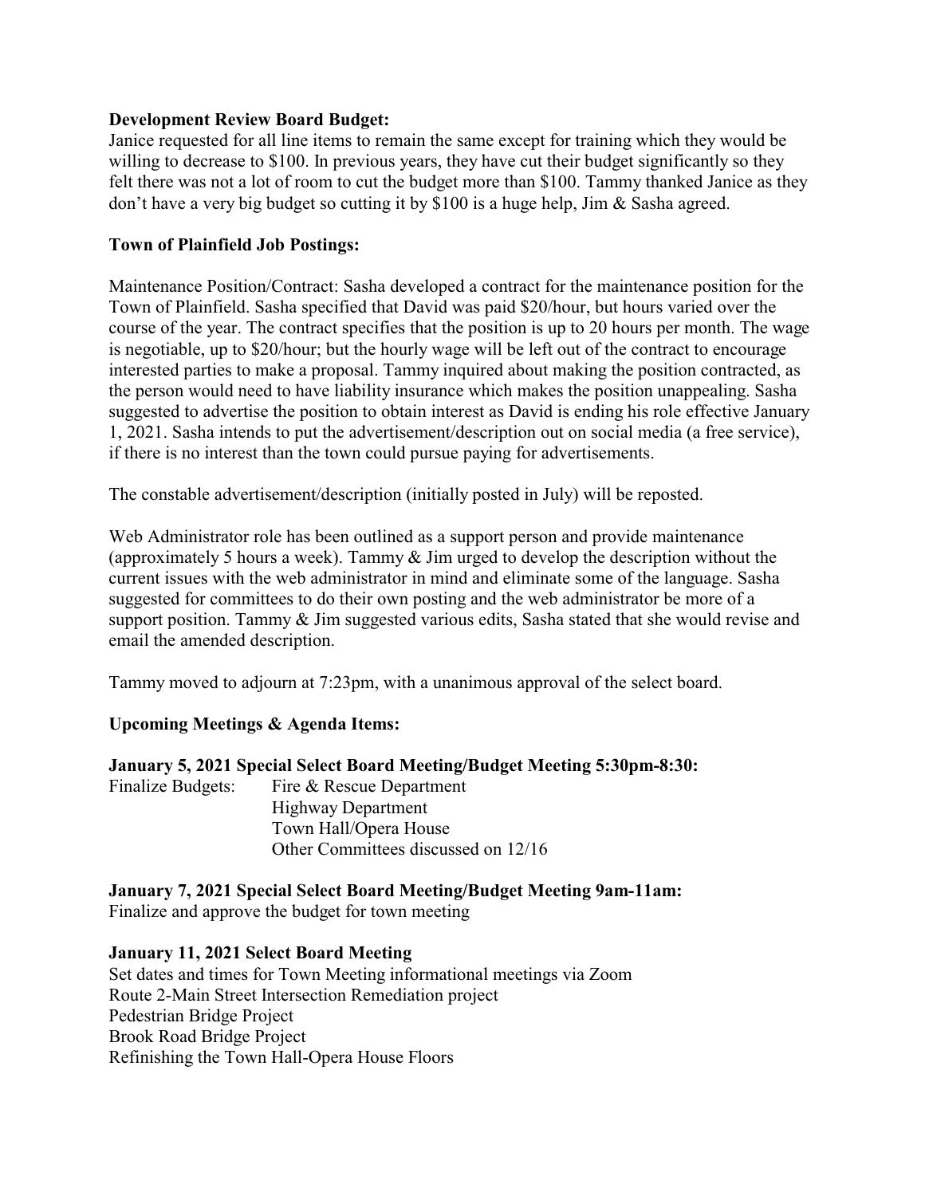**Development Review Board Budget:**
Janice requested for all line items to remain the same except for training which they would be willing to decrease to $100. In previous years, they have cut their budget significantly so they felt there was not a lot of room to cut the budget more than $100. Tammy thanked Janice as they don't have a very big budget so cutting it by $100 is a huge help, Jim & Sasha agreed.

**Town of Plainfield Job Postings:**

Maintenance Position/Contract: Sasha developed a contract for the maintenance position for the Town of Plainfield. Sasha specified that David was paid $20/hour, but hours varied over the course of the year. The contract specifies that the position is up to 20 hours per month. The wage is negotiable, up to $20/hour; but the hourly wage will be left out of the contract to encourage interested parties to make a proposal. Tammy inquired about making the position contracted, as the person would need to have liability insurance which makes the position unappealing. Sasha suggested to advertise the position to obtain interest as David is ending his role effective January 1, 2021. Sasha intends to put the advertisement/description out on social media (a free service), if there is no interest than the town could pursue paying for advertisements.

The constable advertisement/description (initially posted in July) will be reposted.

Web Administrator role has been outlined as a support person and provide maintenance (approximately 5 hours a week). Tammy & Jim urged to develop the description without the current issues with the web administrator in mind and eliminate some of the language. Sasha suggested for committees to do their own posting and the web administrator be more of a support position. Tammy & Jim suggested various edits, Sasha stated that she would revise and email the amended description.

Tammy moved to adjourn at 7:23pm, with a unanimous approval of the select board.

**Upcoming Meetings & Agenda Items:**

**January 5, 2021 Special Select Board Meeting/Budget Meeting 5:30pm-8:30:**

Finalize Budgets:
- Fire & Rescue Department
- Highway Department
- Town Hall/Opera House
- Other Committees discussed on 12/16

**January 7, 2021 Special Select Board Meeting/Budget Meeting 9am-11am:**
Finalize and approve the budget for town meeting

**January 11, 2021 Select Board Meeting**
Set dates and times for Town Meeting informational meetings via Zoom
Route 2-Main Street Intersection Remediation project
Pedestrian Bridge Project
Brook Road Bridge Project
Refinishing the Town Hall-Opera House Floors